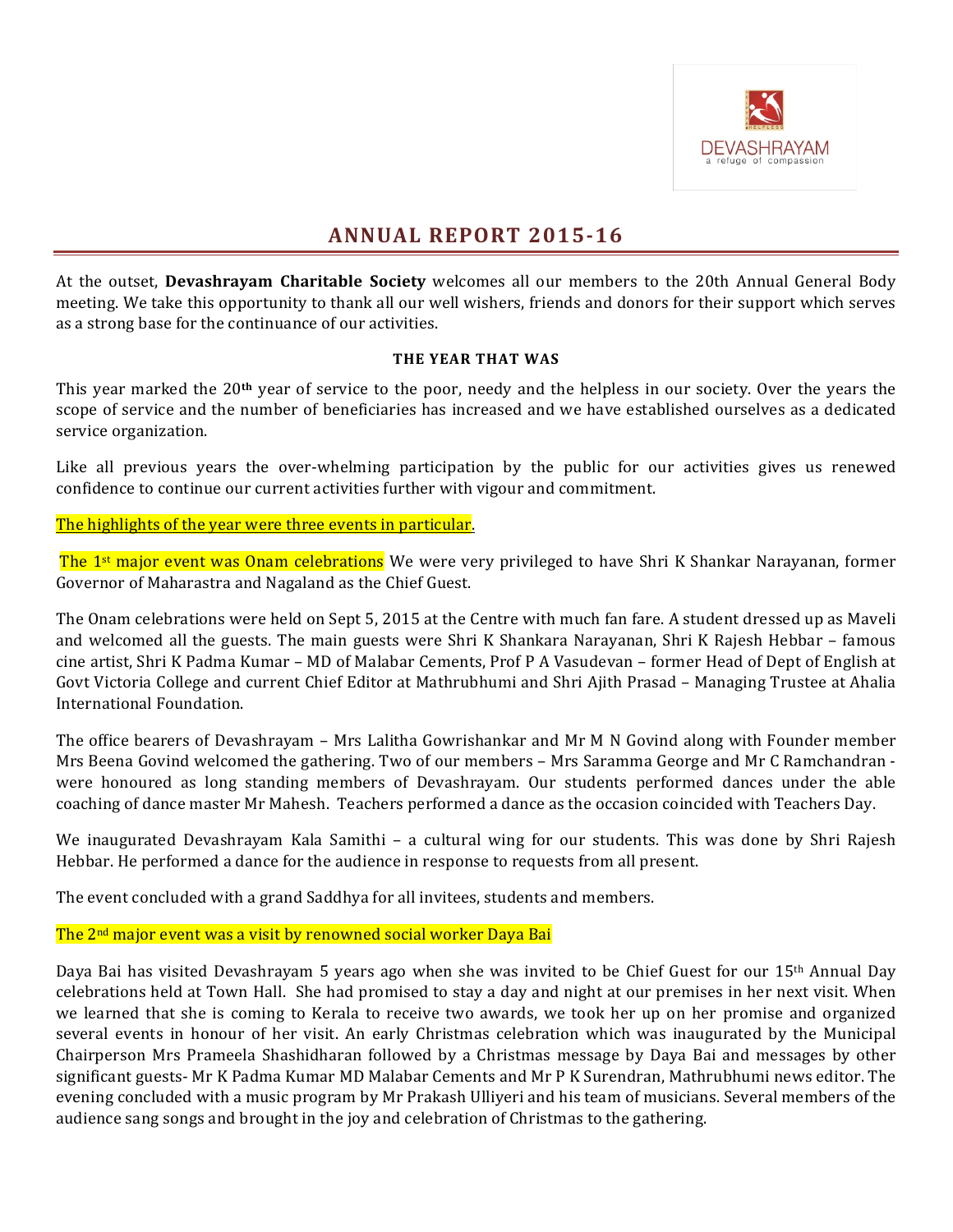# ANNUAL REPORT 2015-16

At the outset, **Devashrayam Charitable Society** welcomes all our members to the 20th Annual General Body meeting. We take this opportunity to thank all our well wishers, friends and donors for their support which serves as a strong base for the continuance of our activities.

**THE YEAR THAT WAS**

This year marked the 20**th** year of service to the poor, needy and the helpless in our society. Over the years the scope of service and the number of beneficiaries has increased and we have established ourselves as a dedicated service organization.

Like all previous years the over-whelming participation by the public for our activities gives us renewed confidence to continue our current activities further with vigour and commitment.

The highlights of the year were three events in particular.

The 1st major event was Onam celebrations We were very privileged to have Shri K Shankar Narayanan, former Governor of Maharastra and Nagaland as the Chief Guest.

The Onam celebrations were held on Sept 5, 2015 at the Centre with much fan fare. A student dressed up as Maveli and welcomed all the guests. The main guests were Shri K Shankara Narayanan, Shri K Rajesh Hebbar – famous cine artist, Shri K Padma Kumar – MD of Malabar Cements, Prof P A Vasudevan – former Head of Dept of English at Govt Victoria College and current Chief Editor at Mathrubhumi and Shri Ajith Prasad – Managing Trustee at Ahalia International Foundation.

The office bearers of Devashrayam – Mrs Lalitha Gowrishankar and Mr M N Govind along with Founder member Mrs Beena Govind welcomed the gathering. Two of our members – Mrs Saramma George and Mr C Ramchandran - were honoured as long standing members of Devashrayam. Our students performed dances under the able coaching of dance master Mr Mahesh. Teachers performed a dance as the occasion coincided with Teachers Day.

We inaugurated Devashrayam Kala Samithi – a cultural wing for our students. This was done by Shri Rajesh Hebbar. He performed a dance for the audience in response to requests from all present.

The event concluded with a grand Saddhya for all invitees, students and members.

The 2nd major event was a visit by renowned social worker Daya Bai

Daya Bai has visited Devashrayam 5 years ago when she was invited to be Chief Guest for our 15th Annual Day celebrations held at Town Hall. She had promised to stay a day and night at our premises in her next visit. When we learned that she is coming to Kerala to receive two awards, we took her up on her promise and organized several events in honour of her visit. An early Christmas celebration which was inaugurated by the Municipal Chairperson Mrs Prameela Shashidharan followed by a Christmas message by Daya Bai and messages by other significant guests- Mr K Padma Kumar MD Malabar Cements and Mr P K Surendran, Mathrubhumi news editor. The evening concluded with a music program by Mr Prakash Ulliyeri and his team of musicians. Several members of the audience sang songs and brought in the joy and celebration of Christmas to the gathering.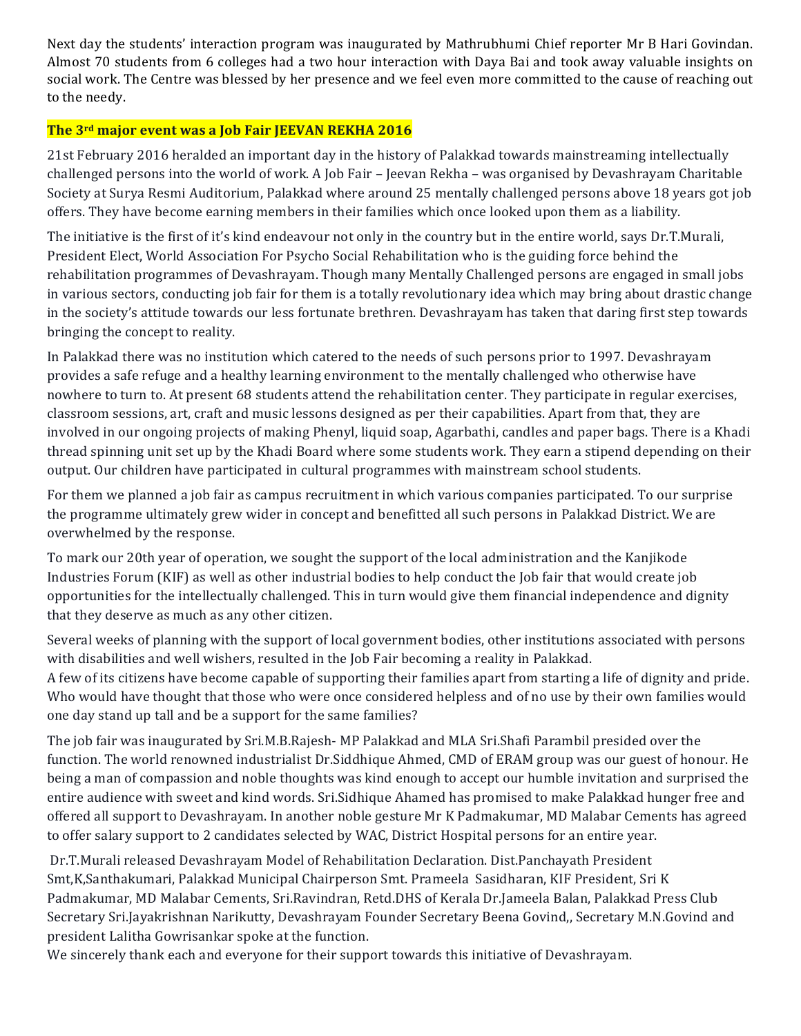Next day the students' interaction program was inaugurated by Mathrubhumi Chief reporter Mr B Hari Govindan. Almost 70 students from 6 colleges had a two hour interaction with Daya Bai and took away valuable insights on social work. The Centre was blessed by her presence and we feel even more committed to the cause of reaching out to the needy.

**The 3rd major event was a Job Fair JEEVAN REKHA 2016**

21st February 2016 heralded an important day in the history of Palakkad towards mainstreaming intellectually challenged persons into the world of work. A Job Fair – Jeevan Rekha – was organised by Devashrayam Charitable Society at Surya Resmi Auditorium, Palakkad where around 25 mentally challenged persons above 18 years got job offers. They have become earning members in their families which once looked upon them as a liability.

The initiative is the first of it's kind endeavour not only in the country but in the entire world, says Dr.T.Murali, President Elect, World Association For Psycho Social Rehabilitation who is the guiding force behind the rehabilitation programmes of Devashrayam. Though many Mentally Challenged persons are engaged in small jobs in various sectors, conducting job fair for them is a totally revolutionary idea which may bring about drastic change in the society's attitude towards our less fortunate brethren. Devashrayam has taken that daring first step towards bringing the concept to reality.

In Palakkad there was no institution which catered to the needs of such persons prior to 1997. Devashrayam provides a safe refuge and a healthy learning environment to the mentally challenged who otherwise have nowhere to turn to. At present 68 students attend the rehabilitation center. They participate in regular exercises, classroom sessions, art, craft and music lessons designed as per their capabilities. Apart from that, they are involved in our ongoing projects of making Phenyl, liquid soap, Agarbathi, candles and paper bags. There is a Khadi thread spinning unit set up by the Khadi Board where some students work. They earn a stipend depending on their output. Our children have participated in cultural programmes with mainstream school students.

For them we planned a job fair as campus recruitment in which various companies participated. To our surprise the programme ultimately grew wider in concept and benefitted all such persons in Palakkad District. We are overwhelmed by the response.

To mark our 20th year of operation, we sought the support of the local administration and the Kanjikode Industries Forum (KIF) as well as other industrial bodies to help conduct the Job fair that would create job opportunities for the intellectually challenged. This in turn would give them financial independence and dignity that they deserve as much as any other citizen.

Several weeks of planning with the support of local government bodies, other institutions associated with persons with disabilities and well wishers, resulted in the Job Fair becoming a reality in Palakkad.
A few of its citizens have become capable of supporting their families apart from starting a life of dignity and pride. Who would have thought that those who were once considered helpless and of no use by their own families would one day stand up tall and be a support for the same families?

The job fair was inaugurated by Sri.M.B.Rajesh- MP Palakkad and MLA Sri.Shafi Parambil presided over the function. The world renowned industrialist Dr.Siddhique Ahmed, CMD of ERAM group was our guest of honour. He being a man of compassion and noble thoughts was kind enough to accept our humble invitation and surprised the entire audience with sweet and kind words. Sri.Sidhique Ahamed has promised to make Palakkad hunger free and offered all support to Devashrayam. In another noble gesture Mr K Padmakumar, MD Malabar Cements has agreed to offer salary support to 2 candidates selected by WAC, District Hospital persons for an entire year.

Dr.T.Murali released Devashrayam Model of Rehabilitation Declaration. Dist.Panchayath President Smt,K,Santhakumari, Palakkad Municipal Chairperson Smt. Prameela Sasidharan, KIF President, Sri K Padmakumar, MD Malabar Cements, Sri.Ravindran, Retd.DHS of Kerala Dr.Jameela Balan, Palakkad Press Club Secretary Sri.Jayakrishnan Narikutty, Devashrayam Founder Secretary Beena Govind,, Secretary M.N.Govind and president Lalitha Gowrisankar spoke at the function.
We sincerely thank each and everyone for their support towards this initiative of Devashrayam.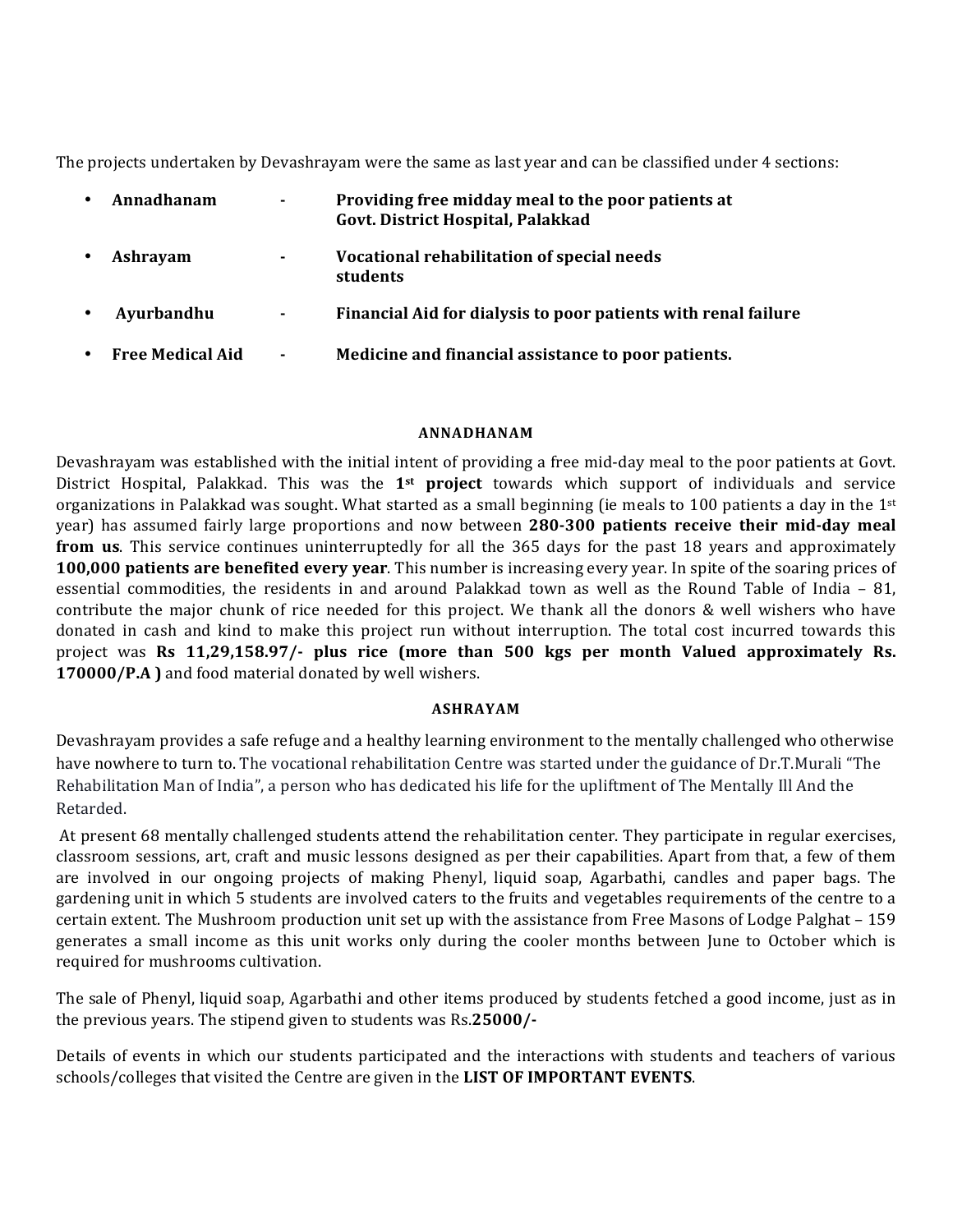The projects undertaken by Devashrayam were the same as last year and can be classified under 4 sections:

- **Annadhanam** - **Providing free midday meal to the poor patients at Govt. District Hospital, Palakkad**
- **Ashrayam** - **Vocational rehabilitation of special needs students**
- **Ayurbandhu** - **Financial Aid for dialysis to poor patients with renal failure**
- **Free Medical Aid** - **Medicine and financial assistance to poor patients.**

### ANNADHANAM

Devashrayam was established with the initial intent of providing a free mid-day meal to the poor patients at Govt. District Hospital, Palakkad. This was the **1st project** towards which support of individuals and service organizations in Palakkad was sought. What started as a small beginning (ie meals to 100 patients a day in the 1st year) has assumed fairly large proportions and now between **280-300 patients receive their mid-day meal from us**. This service continues uninterruptedly for all the 365 days for the past 18 years and approximately **100,000 patients are benefited every year**. This number is increasing every year. In spite of the soaring prices of essential commodities, the residents in and around Palakkad town as well as the Round Table of India – 81, contribute the major chunk of rice needed for this project. We thank all the donors & well wishers who have donated in cash and kind to make this project run without interruption. The total cost incurred towards this project was **Rs 11,29,158.97/- plus rice (more than 500 kgs per month Valued approximately Rs. 170000/P.A )** and food material donated by well wishers.

### ASHRAYAM

Devashrayam provides a safe refuge and a healthy learning environment to the mentally challenged who otherwise have nowhere to turn to. The vocational rehabilitation Centre was started under the guidance of Dr.T.Murali "The Rehabilitation Man of India", a person who has dedicated his life for the upliftment of The Mentally Ill And the Retarded.

At present 68 mentally challenged students attend the rehabilitation center. They participate in regular exercises, classroom sessions, art, craft and music lessons designed as per their capabilities. Apart from that, a few of them are involved in our ongoing projects of making Phenyl, liquid soap, Agarbathi, candles and paper bags. The gardening unit in which 5 students are involved caters to the fruits and vegetables requirements of the centre to a certain extent. The Mushroom production unit set up with the assistance from Free Masons of Lodge Palghat – 159 generates a small income as this unit works only during the cooler months between June to October which is required for mushrooms cultivation.

The sale of Phenyl, liquid soap, Agarbathi and other items produced by students fetched a good income, just as in the previous years. The stipend given to students was Rs.**25000/-**

Details of events in which our students participated and the interactions with students and teachers of various schools/colleges that visited the Centre are given in the **LIST OF IMPORTANT EVENTS**.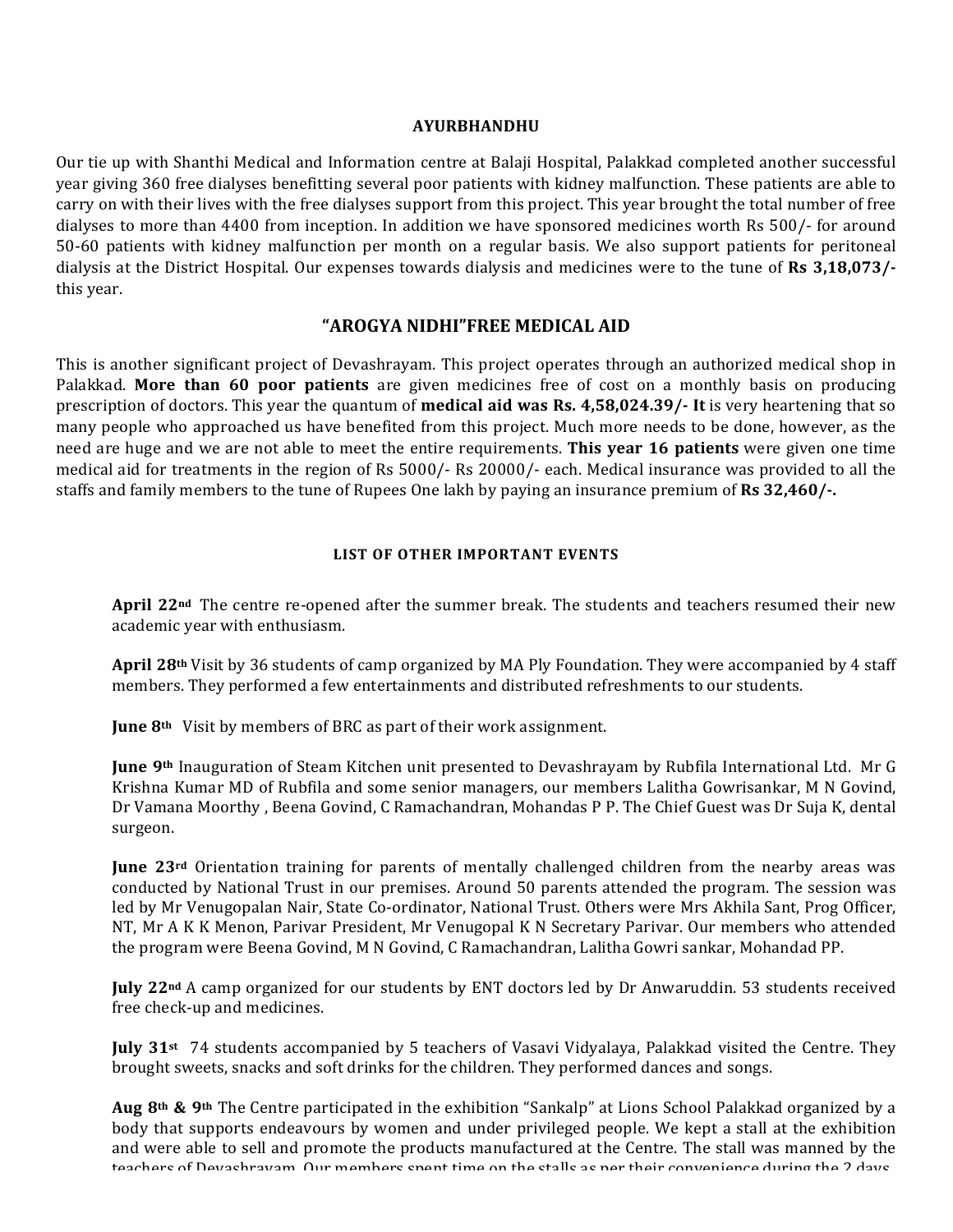## AYURBHANDHU

Our tie up with Shanthi Medical and Information centre at Balaji Hospital, Palakkad completed another successful year giving 360 free dialyses benefitting several poor patients with kidney malfunction. These patients are able to carry on with their lives with the free dialyses support from this project. This year brought the total number of free dialyses to more than 4400 from inception. In addition we have sponsored medicines worth Rs 500/- for around 50-60 patients with kidney malfunction per month on a regular basis. We also support patients for peritoneal dialysis at the District Hospital. Our expenses towards dialysis and medicines were to the tune of **Rs 3,18,073/-** this year.

## "AROGYA NIDHI"FREE MEDICAL AID

This is another significant project of Devashrayam. This project operates through an authorized medical shop in Palakkad. **More than 60 poor patients** are given medicines free of cost on a monthly basis on producing prescription of doctors. This year the quantum of **medical aid was Rs. 4,58,024.39/- It** is very heartening that so many people who approached us have benefited from this project. Much more needs to be done, however, as the need are huge and we are not able to meet the entire requirements. **This year 16 patients** were given one time medical aid for treatments in the region of Rs 5000/- Rs 20000/- each. Medical insurance was provided to all the staffs and family members to the tune of Rupees One lakh by paying an insurance premium of **Rs 32,460/-.**

### LIST OF OTHER IMPORTANT EVENTS

**April 22nd** The centre re-opened after the summer break. The students and teachers resumed their new academic year with enthusiasm.

**April 28th** Visit by 36 students of camp organized by MA Ply Foundation. They were accompanied by 4 staff members. They performed a few entertainments and distributed refreshments to our students.

**June 8th** Visit by members of BRC as part of their work assignment.

**June 9th** Inauguration of Steam Kitchen unit presented to Devashrayam by Rubfila International Ltd. Mr G Krishna Kumar MD of Rubfila and some senior managers, our members Lalitha Gowrisankar, M N Govind, Dr Vamana Moorthy , Beena Govind, C Ramachandran, Mohandas P P. The Chief Guest was Dr Suja K, dental surgeon.

**June 23rd** Orientation training for parents of mentally challenged children from the nearby areas was conducted by National Trust in our premises. Around 50 parents attended the program. The session was led by Mr Venugopalan Nair, State Co-ordinator, National Trust. Others were Mrs Akhila Sant, Prog Officer, NT, Mr A K K Menon, Parivar President, Mr Venugopal K N Secretary Parivar. Our members who attended the program were Beena Govind, M N Govind, C Ramachandran, Lalitha Gowri sankar, Mohandad PP.

**July 22nd** A camp organized for our students by ENT doctors led by Dr Anwaruddin. 53 students received free check-up and medicines.

**July 31st** 74 students accompanied by 5 teachers of Vasavi Vidyalaya, Palakkad visited the Centre. They brought sweets, snacks and soft drinks for the children. They performed dances and songs.

**Aug 8th & 9th** The Centre participated in the exhibition "Sankalp" at Lions School Palakkad organized by a body that supports endeavours by women and under privileged people. We kept a stall at the exhibition and were able to sell and promote the products manufactured at the Centre. The stall was manned by the teachers of Devashrayam. Our members spent time on the stalls as per their convenience during the 2 days.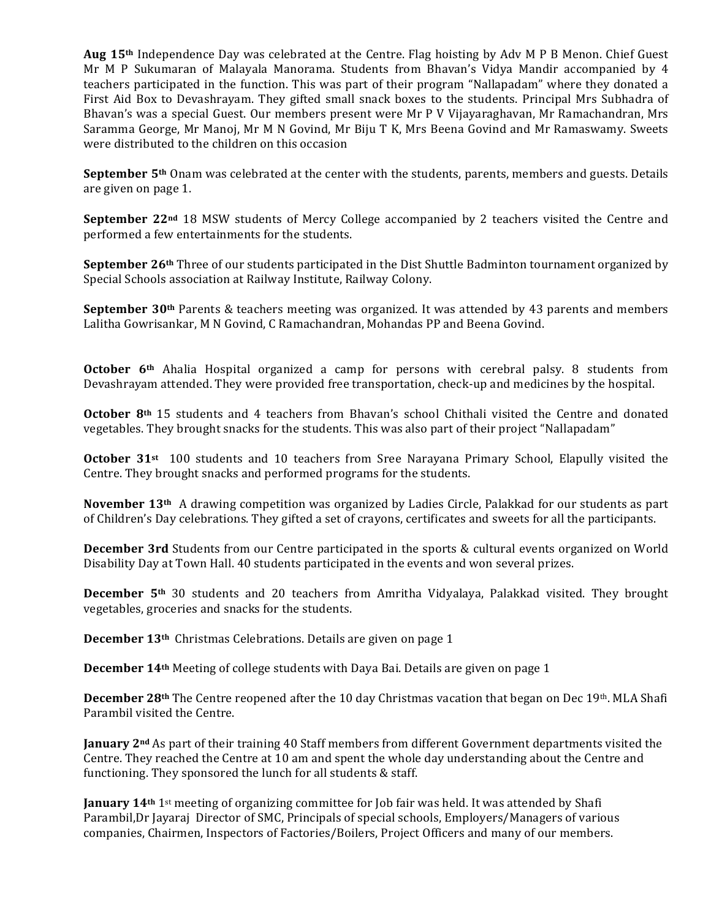**Aug 15th** Independence Day was celebrated at the Centre. Flag hoisting by Adv M P B Menon. Chief Guest Mr M P Sukumaran of Malayala Manorama. Students from Bhavan's Vidya Mandir accompanied by 4 teachers participated in the function. This was part of their program "Nallapadam" where they donated a First Aid Box to Devashrayam. They gifted small snack boxes to the students. Principal Mrs Subhadra of Bhavan's was a special Guest. Our members present were Mr P V Vijayaraghavan, Mr Ramachandran, Mrs Saramma George, Mr Manoj, Mr M N Govind, Mr Biju T K, Mrs Beena Govind and Mr Ramaswamy. Sweets were distributed to the children on this occasion

**September 5th** Onam was celebrated at the center with the students, parents, members and guests. Details are given on page 1.

**September 22nd** 18 MSW students of Mercy College accompanied by 2 teachers visited the Centre and performed a few entertainments for the students.

**September 26th** Three of our students participated in the Dist Shuttle Badminton tournament organized by Special Schools association at Railway Institute, Railway Colony.

**September 30th** Parents & teachers meeting was organized. It was attended by 43 parents and members Lalitha Gowrisankar, M N Govind, C Ramachandran, Mohandas PP and Beena Govind.

**October 6th** Ahalia Hospital organized a camp for persons with cerebral palsy. 8 students from Devashrayam attended. They were provided free transportation, check-up and medicines by the hospital.

**October 8th** 15 students and 4 teachers from Bhavan's school Chithali visited the Centre and donated vegetables. They brought snacks for the students. This was also part of their project "Nallapadam"

**October 31st** 100 students and 10 teachers from Sree Narayana Primary School, Elapully visited the Centre. They brought snacks and performed programs for the students.

**November 13th** A drawing competition was organized by Ladies Circle, Palakkad for our students as part of Children's Day celebrations. They gifted a set of crayons, certificates and sweets for all the participants.

**December 3rd** Students from our Centre participated in the sports & cultural events organized on World Disability Day at Town Hall. 40 students participated in the events and won several prizes.

**December 5th** 30 students and 20 teachers from Amritha Vidyalaya, Palakkad visited. They brought vegetables, groceries and snacks for the students.

**December 13th** Christmas Celebrations. Details are given on page 1

**December 14th** Meeting of college students with Daya Bai. Details are given on page 1

**December 28th** The Centre reopened after the 10 day Christmas vacation that began on Dec 19th. MLA Shafi Parambil visited the Centre.

**January 2nd** As part of their training 40 Staff members from different Government departments visited the Centre. They reached the Centre at 10 am and spent the whole day understanding about the Centre and functioning. They sponsored the lunch for all students & staff.

**January 14th** 1st meeting of organizing committee for Job fair was held. It was attended by Shafi Parambil,Dr Jayaraj Director of SMC, Principals of special schools, Employers/Managers of various companies, Chairmen, Inspectors of Factories/Boilers, Project Officers and many of our members.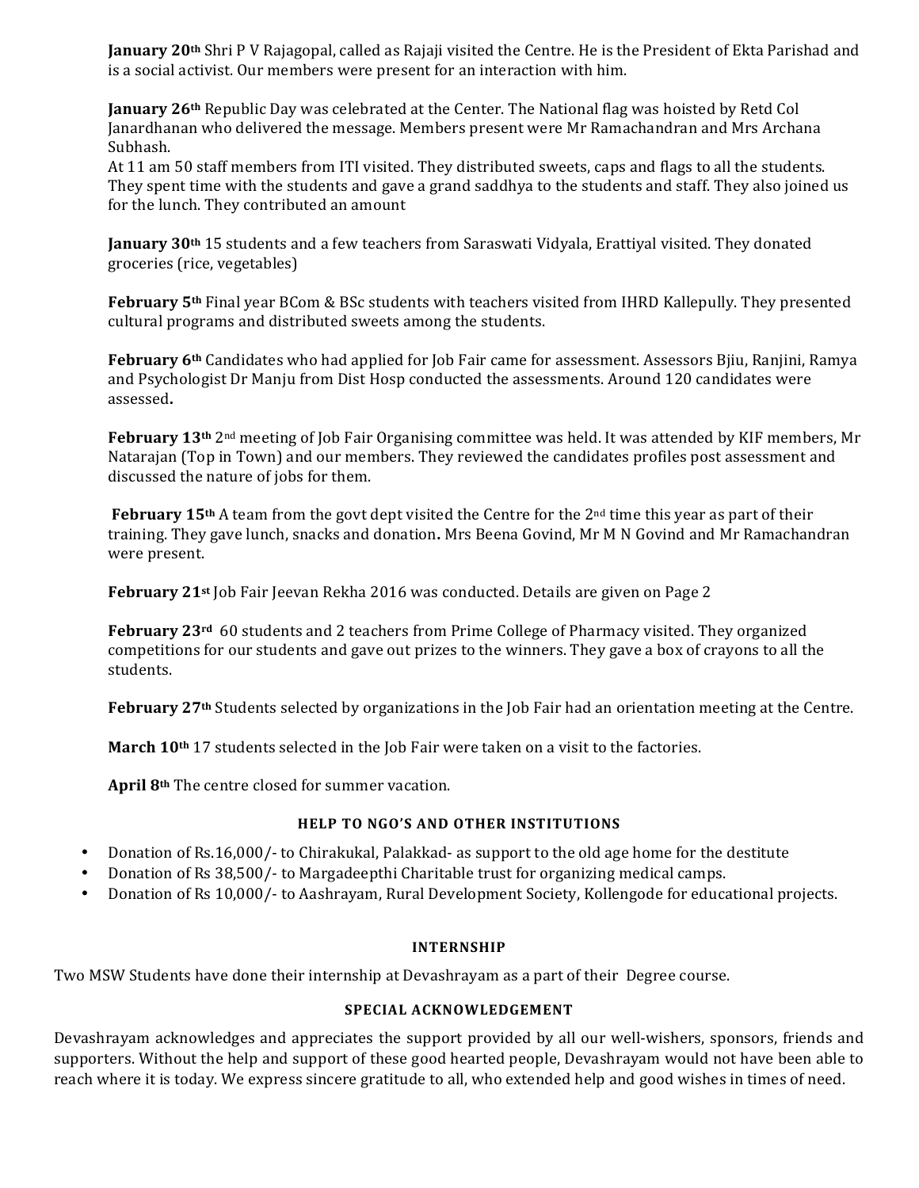**January 20th** Shri P V Rajagopal, called as Rajaji visited the Centre. He is the President of Ekta Parishad and is a social activist. Our members were present for an interaction with him.

**January 26th** Republic Day was celebrated at the Center. The National flag was hoisted by Retd Col Janardhanan who delivered the message. Members present were Mr Ramachandran and Mrs Archana Subhash.
At 11 am 50 staff members from ITI visited. They distributed sweets, caps and flags to all the students. They spent time with the students and gave a grand saddhya to the students and staff. They also joined us for the lunch. They contributed an amount

**January 30th** 15 students and a few teachers from Saraswati Vidyala, Erattiyal visited. They donated groceries (rice, vegetables)

**February 5th** Final year BCom & BSc students with teachers visited from IHRD Kallepully. They presented cultural programs and distributed sweets among the students.

**February 6th** Candidates who had applied for Job Fair came for assessment. Assessors Bjiu, Ranjini, Ramya and Psychologist Dr Manju from Dist Hosp conducted the assessments. Around 120 candidates were assessed**.**

**February 13th** 2nd meeting of Job Fair Organising committee was held. It was attended by KIF members, Mr Natarajan (Top in Town) and our members. They reviewed the candidates profiles post assessment and discussed the nature of jobs for them.

**February 15th** A team from the govt dept visited the Centre for the 2nd time this year as part of their training. They gave lunch, snacks and donation**.** Mrs Beena Govind, Mr M N Govind and Mr Ramachandran were present.

**February 21st** Job Fair Jeevan Rekha 2016 was conducted. Details are given on Page 2

**February 23rd** 60 students and 2 teachers from Prime College of Pharmacy visited. They organized competitions for our students and gave out prizes to the winners. They gave a box of crayons to all the students.

**February 27th** Students selected by organizations in the Job Fair had an orientation meeting at the Centre.

**March 10th** 17 students selected in the Job Fair were taken on a visit to the factories.

**April 8th** The centre closed for summer vacation.

### HELP TO NGO'S AND OTHER INSTITUTIONS

- Donation of Rs.16,000/- to Chirakukal, Palakkad- as support to the old age home for the destitute
- Donation of Rs 38,500/- to Margadeepthi Charitable trust for organizing medical camps.
- Donation of Rs 10,000/- to Aashrayam, Rural Development Society, Kollengode for educational projects.

### INTERNSHIP

Two MSW Students have done their internship at Devashrayam as a part of their Degree course.

### SPECIAL ACKNOWLEDGEMENT

Devashrayam acknowledges and appreciates the support provided by all our well-wishers, sponsors, friends and supporters. Without the help and support of these good hearted people, Devashrayam would not have been able to reach where it is today. We express sincere gratitude to all, who extended help and good wishes in times of need.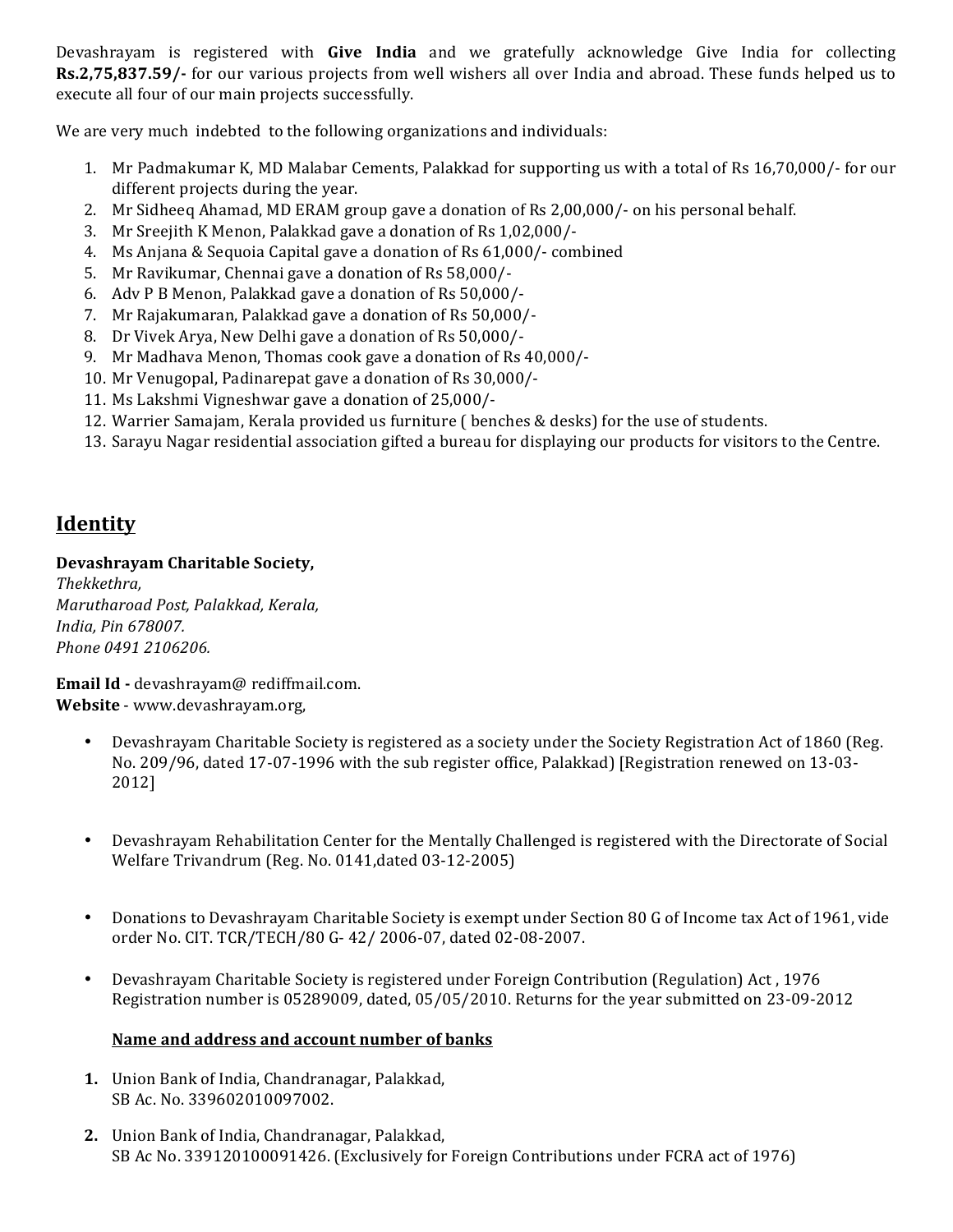Devashrayam is registered with **Give India** and we gratefully acknowledge Give India for collecting **Rs.2,75,837.59/-** for our various projects from well wishers all over India and abroad. These funds helped us to execute all four of our main projects successfully.

We are very much indebted to the following organizations and individuals:

1. Mr Padmakumar K, MD Malabar Cements, Palakkad for supporting us with a total of Rs 16,70,000/- for our different projects during the year.
2. Mr Sidheeq Ahamad, MD ERAM group gave a donation of Rs 2,00,000/- on his personal behalf.
3. Mr Sreejith K Menon, Palakkad gave a donation of Rs 1,02,000/-
4. Ms Anjana & Sequoia Capital gave a donation of Rs 61,000/- combined
5. Mr Ravikumar, Chennai gave a donation of Rs 58,000/-
6. Adv P B Menon, Palakkad gave a donation of Rs 50,000/-
7. Mr Rajakumaran, Palakkad gave a donation of Rs 50,000/-
8. Dr Vivek Arya, New Delhi gave a donation of Rs 50,000/-
9. Mr Madhava Menon, Thomas cook gave a donation of Rs 40,000/-
10. Mr Venugopal, Padinarepat gave a donation of Rs 30,000/-
11. Ms Lakshmi Vigneshwar gave a donation of 25,000/-
12. Warrier Samajam, Kerala provided us furniture ( benches & desks) for the use of students.
13. Sarayu Nagar residential association gifted a bureau for displaying our products for visitors to the Centre.

## Identity

**Devashrayam Charitable Society,**
*Thekkethra,*
*Marutharoad Post, Palakkad, Kerala,*
*India, Pin 678007.*
*Phone 0491 2106206.*

**Email Id -** devashrayam@ rediffmail.com.
**Website** - www.devashrayam.org,

- Devashrayam Charitable Society is registered as a society under the Society Registration Act of 1860 (Reg. No. 209/96, dated 17-07-1996 with the sub register office, Palakkad) [Registration renewed on 13-03-2012]

- Devashrayam Rehabilitation Center for the Mentally Challenged is registered with the Directorate of Social Welfare Trivandrum (Reg. No. 0141,dated 03-12-2005)

- Donations to Devashrayam Charitable Society is exempt under Section 80 G of Income tax Act of 1961, vide order No. CIT. TCR/TECH/80 G- 42/ 2006-07, dated 02-08-2007.

- Devashrayam Charitable Society is registered under Foreign Contribution (Regulation) Act , 1976 Registration number is 05289009, dated, 05/05/2010. Returns for the year submitted on 23-09-2012

**Name and address and account number of banks**

1. Union Bank of India, Chandranagar, Palakkad,
   SB Ac. No. 339602010097002.

2. Union Bank of India, Chandranagar, Palakkad,
   SB Ac No. 339120100091426. (Exclusively for Foreign Contributions under FCRA act of 1976)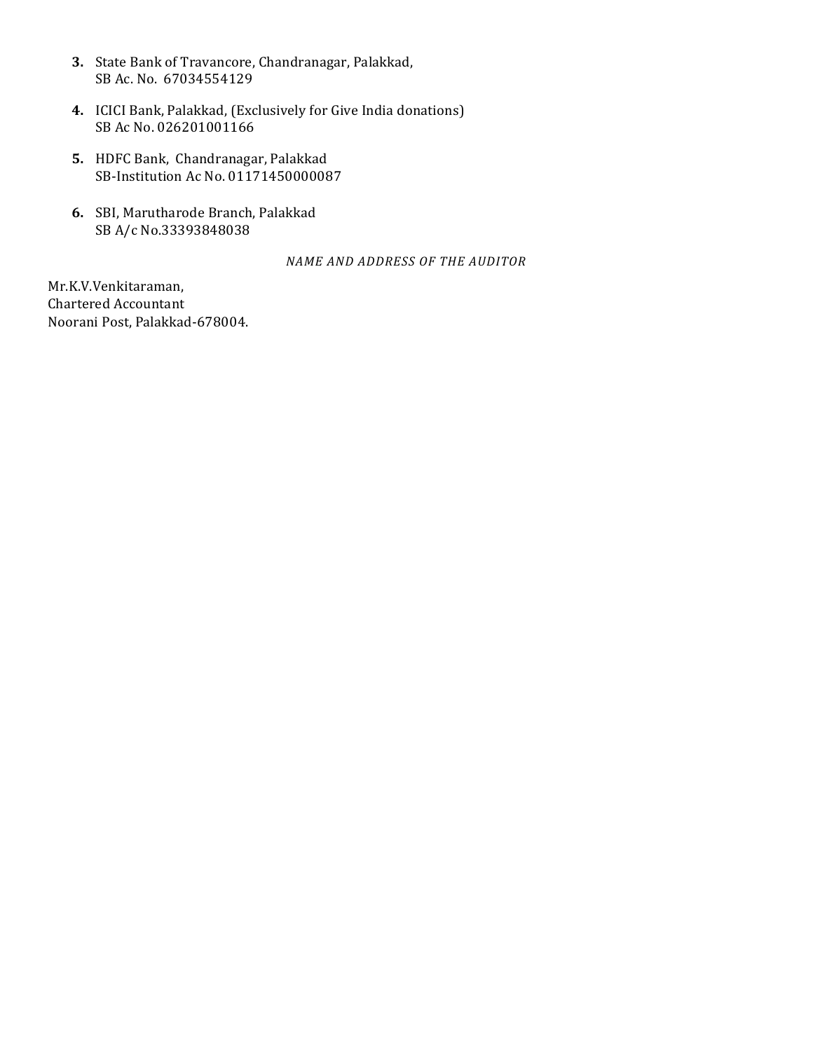3. State Bank of Travancore, Chandranagar, Palakkad,
   SB Ac. No. 67034554129

4. ICICI Bank, Palakkad, (Exclusively for Give India donations)
   SB Ac No. 026201001166

5. HDFC Bank, Chandranagar, Palakkad
   SB-Institution Ac No. 01171450000087

6. SBI, Marutharode Branch, Palakkad
   SB A/c No.33393848038

*NAME AND ADDRESS OF THE AUDITOR*

Mr.K.V.Venkitaraman,
Chartered Accountant
Noorani Post, Palakkad-678004.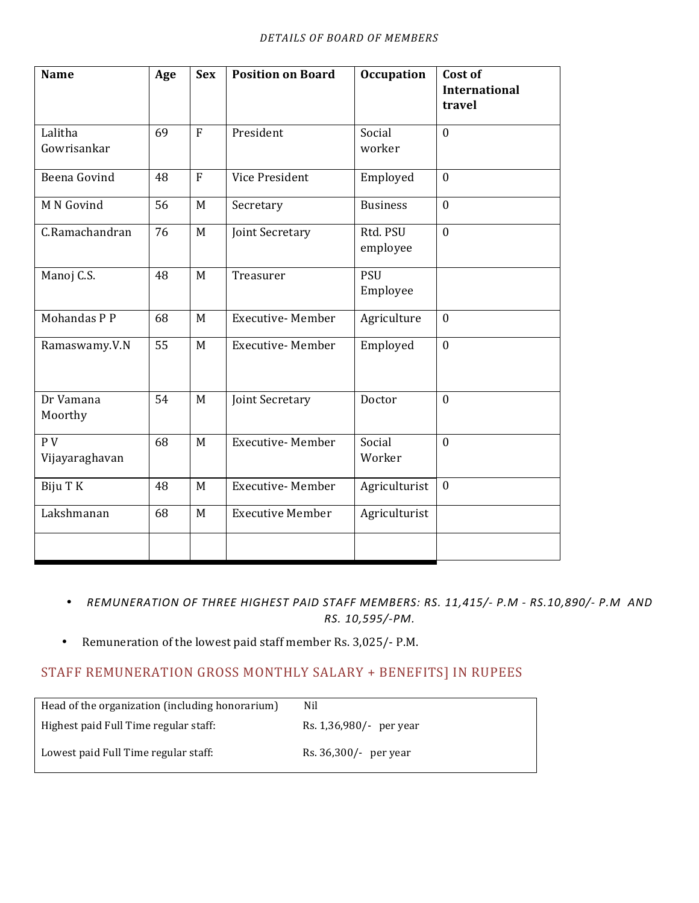*DETAILS OF BOARD OF MEMBERS*

| Name | Age | Sex | Position on Board | Occupation | Cost of International travel |
|---|---|---|---|---|---|
| Lalitha Gowrisankar | 69 | F | President | Social worker | 0 |
| Beena Govind | 48 | F | Vice President | Employed | 0 |
| M N Govind | 56 | M | Secretary | Business | 0 |
| C.Ramachandran | 76 | M | Joint Secretary | Rtd. PSU employee | 0 |
| Manoj C.S. | 48 | M | Treasurer | PSU Employee | |
| Mohandas P P | 68 | M | Executive- Member | Agriculture | 0 |
| Ramaswamy.V.N | 55 | M | Executive- Member | Employed | 0 |
| Dr Vamana Moorthy | 54 | M | Joint Secretary | Doctor | 0 |
| P V Vijayaraghavan | 68 | M | Executive- Member | Social Worker | 0 |
| Biju T K | 48 | M | Executive- Member | Agriculturist | 0 |
| Lakshmanan | 68 | M | Executive Member | Agriculturist | |
| | | | | | |

- *REMUNERATION OF THREE HIGHEST PAID STAFF MEMBERS: RS. 11,415/- P.M - RS.10,890/- P.M AND RS. 10,595/-PM.*
- Remuneration of the lowest paid staff member Rs. 3,025/- P.M.

## STAFF REMUNERATION GROSS MONTHLY SALARY + BENEFITS] IN RUPEES

| | |
|---|---|
| Head of the organization (including honorarium) | Nil |
| Highest paid Full Time regular staff: | Rs. 1,36,980/- per year |
| Lowest paid Full Time regular staff: | Rs. 36,300/- per year |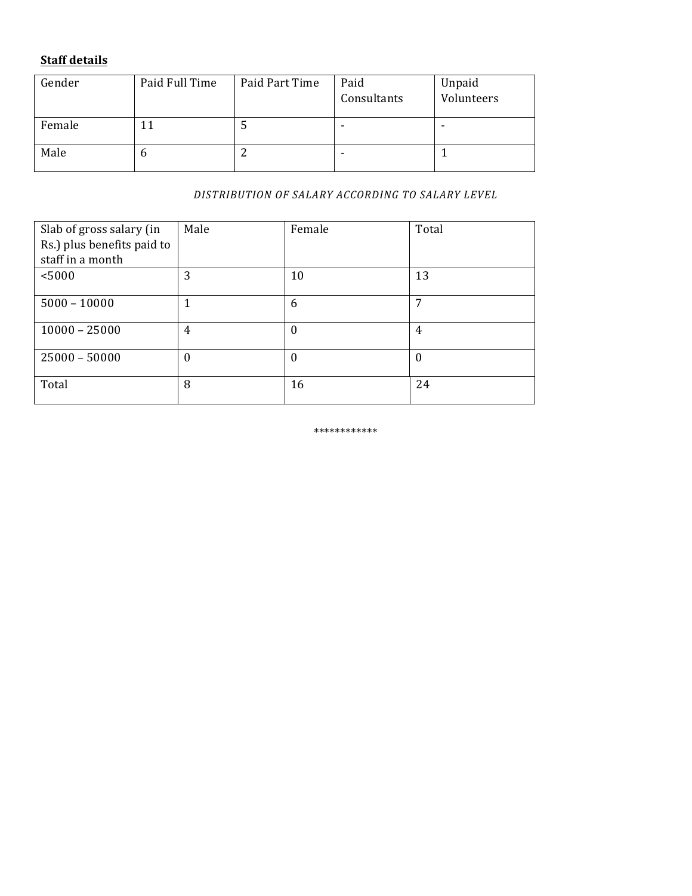**Staff details**

| Gender | Paid Full Time | Paid Part Time | Paid Consultants | Unpaid Volunteers |
|---|---|---|---|---|
| Female | 11 | 5 | - | - |
| Male | 6 | 2 | - | 1 |

*DISTRIBUTION OF SALARY ACCORDING TO SALARY LEVEL*

| Slab of gross salary (in Rs.) plus benefits paid to staff in a month | Male | Female | Total |
|---|---|---|---|
| <5000 | 3 | 10 | 13 |
| 5000 – 10000 | 1 | 6 | 7 |
| 10000 – 25000 | 4 | 0 | 4 |
| 25000 – 50000 | 0 | 0 | 0 |
| Total | 8 | 16 | 24 |

************